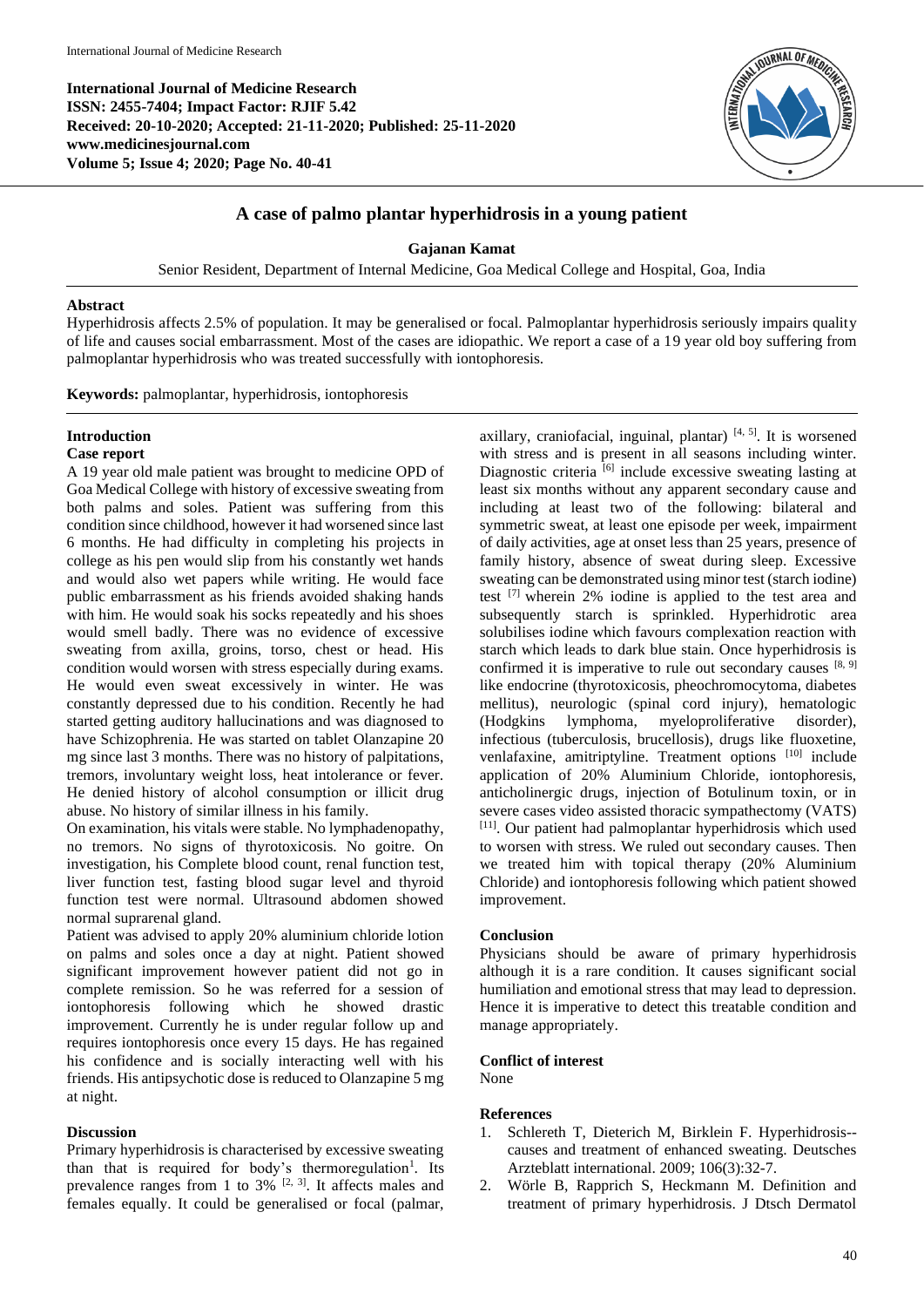**International Journal of Medicine Research**
**ISSN: 2455-7404; Impact Factor: RJIF 5.42**
**Received: 20-10-2020; Accepted: 21-11-2020; Published: 25-11-2020**
**www.medicinesjournal.com**
**Volume 5; Issue 4; 2020; Page No. 40-41**

# A case of palmo plantar hyperhidrosis in a young patient

**Gajanan Kamat**

Senior Resident, Department of Internal Medicine, Goa Medical College and Hospital, Goa, India

## Abstract

Hyperhidrosis affects 2.5% of population. It may be generalised or focal. Palmoplantar hyperhidrosis seriously impairs quality of life and causes social embarrassment. Most of the cases are idiopathic. We report a case of a 19 year old boy suffering from palmoplantar hyperhidrosis who was treated successfully with iontophoresis.

**Keywords:** palmoplantar, hyperhidrosis, iontophoresis

## Introduction

### Case report

A 19 year old male patient was brought to medicine OPD of Goa Medical College with history of excessive sweating from both palms and soles. Patient was suffering from this condition since childhood, however it had worsened since last 6 months. He had difficulty in completing his projects in college as his pen would slip from his constantly wet hands and would also wet papers while writing. He would face public embarrassment as his friends avoided shaking hands with him. He would soak his socks repeatedly and his shoes would smell badly. There was no evidence of excessive sweating from axilla, groins, torso, chest or head. His condition would worsen with stress especially during exams. He would even sweat excessively in winter. He was constantly depressed due to his condition. Recently he had started getting auditory hallucinations and was diagnosed to have Schizophrenia. He was started on tablet Olanzapine 20 mg since last 3 months. There was no history of palpitations, tremors, involuntary weight loss, heat intolerance or fever. He denied history of alcohol consumption or illicit drug abuse. No history of similar illness in his family.

On examination, his vitals were stable. No lymphadenopathy, no tremors. No signs of thyrotoxicosis. No goitre. On investigation, his Complete blood count, renal function test, liver function test, fasting blood sugar level and thyroid function test were normal. Ultrasound abdomen showed normal suprarenal gland.

Patient was advised to apply 20% aluminium chloride lotion on palms and soles once a day at night. Patient showed significant improvement however patient did not go in complete remission. So he was referred for a session of iontophoresis following which he showed drastic improvement. Currently he is under regular follow up and requires iontophoresis once every 15 days. He has regained his confidence and is socially interacting well with his friends. His antipsychotic dose is reduced to Olanzapine 5 mg at night.

## Discussion

Primary hyperhidrosis is characterised by excessive sweating than that is required for body's thermoregulation[1]. Its prevalence ranges from 1 to 3% [2, 3]. It affects males and females equally. It could be generalised or focal (palmar, axillary, craniofacial, inguinal, plantar) [4, 5]. It is worsened with stress and is present in all seasons including winter. Diagnostic criteria [6] include excessive sweating lasting at least six months without any apparent secondary cause and including at least two of the following: bilateral and symmetric sweat, at least one episode per week, impairment of daily activities, age at onset less than 25 years, presence of family history, absence of sweat during sleep. Excessive sweating can be demonstrated using minor test (starch iodine) test [7] wherein 2% iodine is applied to the test area and subsequently starch is sprinkled. Hyperhidrotic area solubilises iodine which favours complexation reaction with starch which leads to dark blue stain. Once hyperhidrosis is confirmed it is imperative to rule out secondary causes [8, 9] like endocrine (thyrotoxicosis, pheochromocytoma, diabetes mellitus), neurologic (spinal cord injury), hematologic (Hodgkins lymphoma, myeloproliferative disorder), infectious (tuberculosis, brucellosis), drugs like fluoxetine, venlafaxine, amitriptyline. Treatment options [10] include application of 20% Aluminium Chloride, iontophoresis, anticholinergic drugs, injection of Botulinum toxin, or in severe cases video assisted thoracic sympathectomy (VATS) [11]. Our patient had palmoplantar hyperhidrosis which used to worsen with stress. We ruled out secondary causes. Then we treated him with topical therapy (20% Aluminium Chloride) and iontophoresis following which patient showed improvement.

## Conclusion

Physicians should be aware of primary hyperhidrosis although it is a rare condition. It causes significant social humiliation and emotional stress that may lead to depression. Hence it is imperative to detect this treatable condition and manage appropriately.

## Conflict of interest

None

## References

1. Schlereth T, Dieterich M, Birklein F. Hyperhidrosis--causes and treatment of enhanced sweating. Deutsches Arzteblatt international. 2009; 106(3):32-7.
2. Wörle B, Rapprich S, Heckmann M. Definition and treatment of primary hyperhidrosis. J Dtsch Dermatol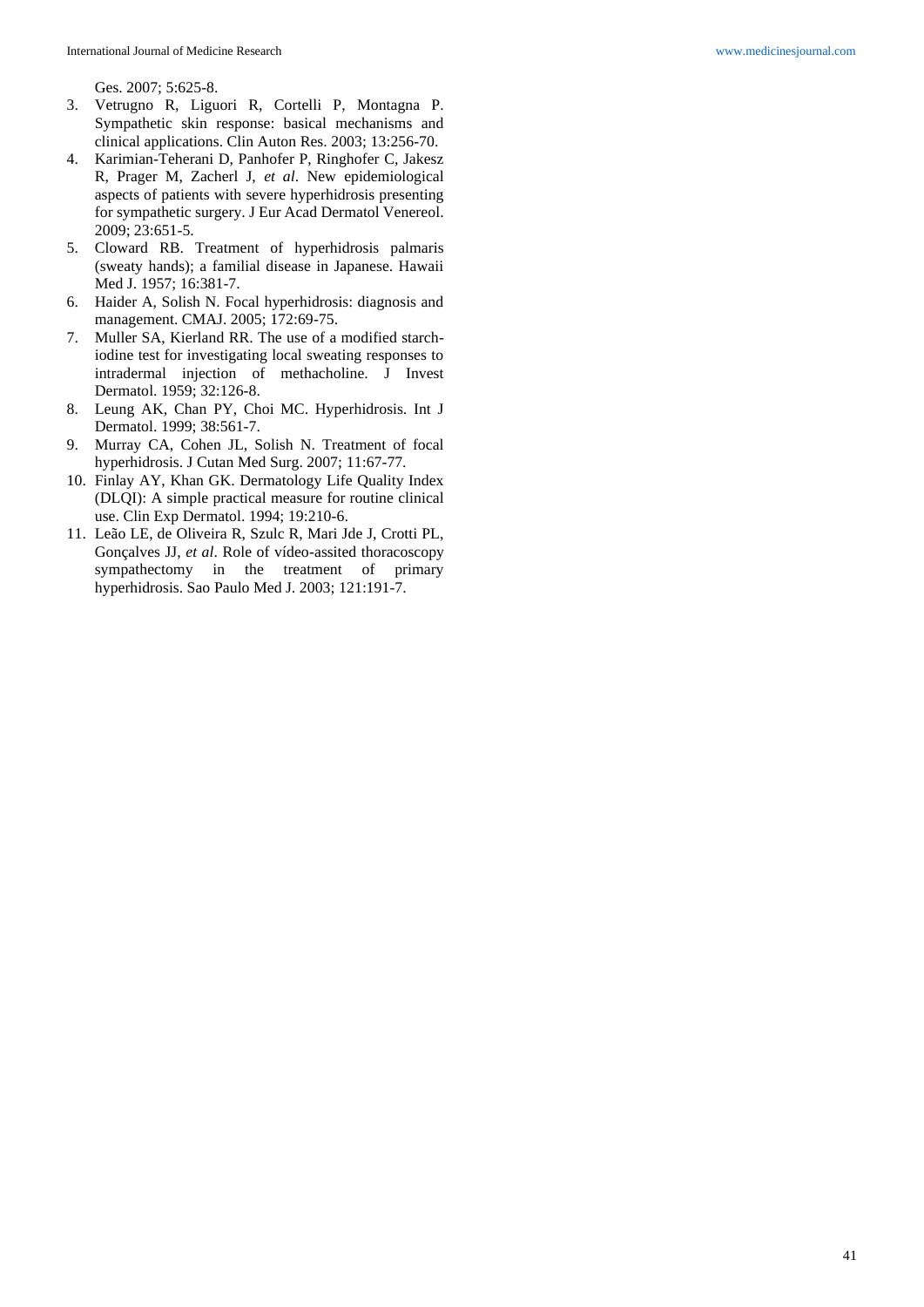Ges. 2007; 5:625-8.

3. Vetrugno R, Liguori R, Cortelli P, Montagna P. Sympathetic skin response: basical mechanisms and clinical applications. Clin Auton Res. 2003; 13:256-70.
4. Karimian-Teherani D, Panhofer P, Ringhofer C, Jakesz R, Prager M, Zacherl J, *et al*. New epidemiological aspects of patients with severe hyperhidrosis presenting for sympathetic surgery. J Eur Acad Dermatol Venereol. 2009; 23:651-5.
5. Cloward RB. Treatment of hyperhidrosis palmaris (sweaty hands); a familial disease in Japanese. Hawaii Med J. 1957; 16:381-7.
6. Haider A, Solish N. Focal hyperhidrosis: diagnosis and management. CMAJ. 2005; 172:69-75.
7. Muller SA, Kierland RR. The use of a modified starch-iodine test for investigating local sweating responses to intradermal injection of methacholine. J Invest Dermatol. 1959; 32:126-8.
8. Leung AK, Chan PY, Choi MC. Hyperhidrosis. Int J Dermatol. 1999; 38:561-7.
9. Murray CA, Cohen JL, Solish N. Treatment of focal hyperhidrosis. J Cutan Med Surg. 2007; 11:67-77.
10. Finlay AY, Khan GK. Dermatology Life Quality Index (DLQI): A simple practical measure for routine clinical use. Clin Exp Dermatol. 1994; 19:210-6.
11. Leão LE, de Oliveira R, Szulc R, Mari Jde J, Crotti PL, Gonçalves JJ, *et al*. Role of vídeo-assited thoracoscopy sympathectomy in the treatment of primary hyperhidrosis. Sao Paulo Med J. 2003; 121:191-7.